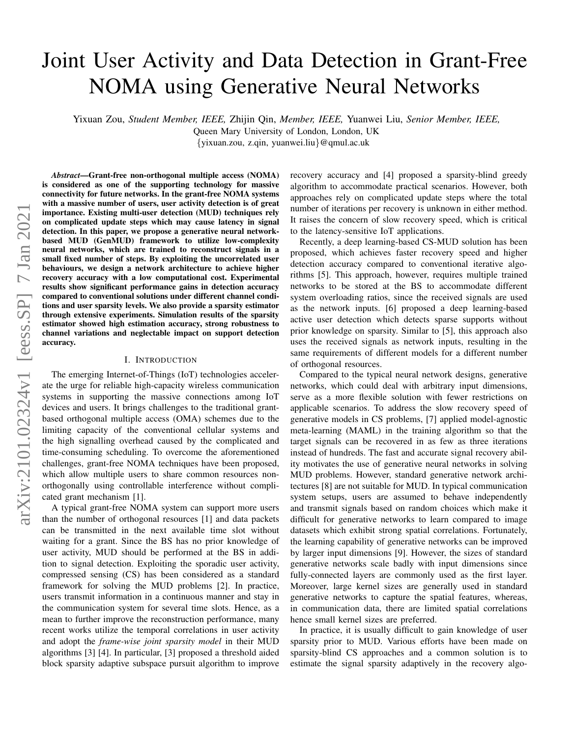# Joint User Activity and Data Detection in Grant-Free NOMA using Generative Neural Networks

Yixuan Zou, *Student Member, IEEE,* Zhijin Qin, *Member, IEEE,* Yuanwei Liu, *Senior Member, IEEE,*
Queen Mary University of London, London, UK
{yixuan.zou, z.qin, yuanwei.liu}@qmul.ac.uk

***Abstract*—Grant-free non-orthogonal multiple access (NOMA) is considered as one of the supporting technology for massive connectivity for future networks. In the grant-free NOMA systems with a massive number of users, user activity detection is of great importance. Existing multi-user detection (MUD) techniques rely on complicated update steps which may cause latency in signal detection. In this paper, we propose a generative neural network-based MUD (GenMUD) framework to utilize low-complexity neural networks, which are trained to reconstruct signals in a small fixed number of steps. By exploiting the uncorrelated user behaviours, we design a network architecture to achieve higher recovery accuracy with a low computational cost. Experimental results show significant performance gains in detection accuracy compared to conventional solutions under different channel conditions and user sparsity levels. We also provide a sparsity estimator through extensive experiments. Simulation results of the sparsity estimator showed high estimation accuracy, strong robustness to channel variations and neglectable impact on support detection accuracy.**

## I. Introduction

The emerging Internet-of-Things (IoT) technologies accelerate the urge for reliable high-capacity wireless communication systems in supporting the massive connections among IoT devices and users. It brings challenges to the traditional grant-based orthogonal multiple access (OMA) schemes due to the limiting capacity of the conventional cellular systems and the high signalling overhead caused by the complicated and time-consuming scheduling. To overcome the aforementioned challenges, grant-free NOMA techniques have been proposed, which allow multiple users to share common resources non-orthogonally using controllable interference without complicated grant mechanism [1].

A typical grant-free NOMA system can support more users than the number of orthogonal resources [1] and data packets can be transmitted in the next available time slot without waiting for a grant. Since the BS has no prior knowledge of user activity, MUD should be performed at the BS in addition to signal detection. Exploiting the sporadic user activity, compressed sensing (CS) has been considered as a standard framework for solving the MUD problems [2]. In practice, users transmit information in a continuous manner and stay in the communication system for several time slots. Hence, as a mean to further improve the reconstruction performance, many recent works utilize the temporal correlations in user activity and adopt the *frame-wise joint sparsity model* in their MUD algorithms [3] [4]. In particular, [3] proposed a threshold aided block sparsity adaptive subspace pursuit algorithm to improve recovery accuracy and [4] proposed a sparsity-blind greedy algorithm to accommodate practical scenarios. However, both approaches rely on complicated update steps where the total number of iterations per recovery is unknown in either method. It raises the concern of slow recovery speed, which is critical to the latency-sensitive IoT applications.

Recently, a deep learning-based CS-MUD solution has been proposed, which achieves faster recovery speed and higher detection accuracy compared to conventional iterative algorithms [5]. This approach, however, requires multiple trained networks to be stored at the BS to accommodate different system overloading ratios, since the received signals are used as the network inputs. [6] proposed a deep learning-based active user detection which detects sparse supports without prior knowledge on sparsity. Similar to [5], this approach also uses the received signals as network inputs, resulting in the same requirements of different models for a different number of orthogonal resources.

Compared to the typical neural network designs, generative networks, which could deal with arbitrary input dimensions, serve as a more flexible solution with fewer restrictions on applicable scenarios. To address the slow recovery speed of generative models in CS problems, [7] applied model-agnostic meta-learning (MAML) in the training algorithm so that the target signals can be recovered in as few as three iterations instead of hundreds. The fast and accurate signal recovery ability motivates the use of generative neural networks in solving MUD problems. However, standard generative network architectures [8] are not suitable for MUD. In typical communication system setups, users are assumed to behave independently and transmit signals based on random choices which make it difficult for generative networks to learn compared to image datasets which exhibit strong spatial correlations. Fortunately, the learning capability of generative networks can be improved by larger input dimensions [9]. However, the sizes of standard generative networks scale badly with input dimensions since fully-connected layers are commonly used as the first layer. Moreover, large kernel sizes are generally used in standard generative networks to capture the spatial features, whereas, in communication data, there are limited spatial correlations hence small kernel sizes are preferred.

In practice, it is usually difficult to gain knowledge of user sparsity prior to MUD. Various efforts have been made on sparsity-blind CS approaches and a common solution is to estimate the signal sparsity adaptively in the recovery algo-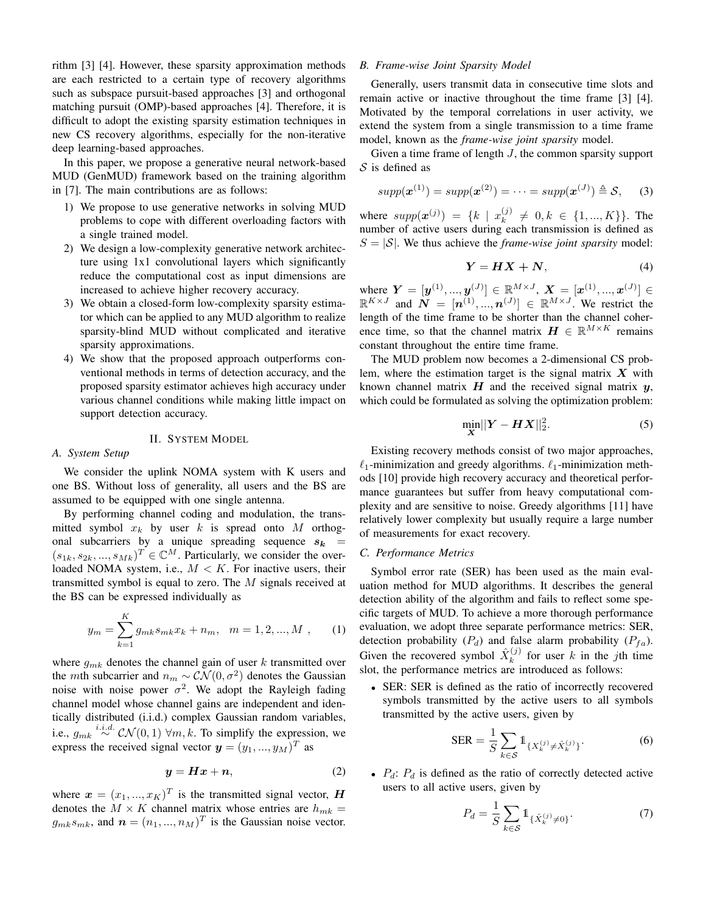rithm [3] [4]. However, these sparsity approximation methods are each restricted to a certain type of recovery algorithms such as subspace pursuit-based approaches [3] and orthogonal matching pursuit (OMP)-based approaches [4]. Therefore, it is difficult to adopt the existing sparsity estimation techniques in new CS recovery algorithms, especially for the non-iterative deep learning-based approaches.

In this paper, we propose a generative neural network-based MUD (GenMUD) framework based on the training algorithm in [7]. The main contributions are as follows:

1) We propose to use generative networks in solving MUD problems to cope with different overloading factors with a single trained model.
2) We design a low-complexity generative network architecture using 1x1 convolutional layers which significantly reduce the computational cost as input dimensions are increased to achieve higher recovery accuracy.
3) We obtain a closed-form low-complexity sparsity estimator which can be applied to any MUD algorithm to realize sparsity-blind MUD without complicated and iterative sparsity approximations.
4) We show that the proposed approach outperforms conventional methods in terms of detection accuracy, and the proposed sparsity estimator achieves high accuracy under various channel conditions while making little impact on support detection accuracy.

## II. System Model

### A. System Setup

We consider the uplink NOMA system with K users and one BS. Without loss of generality, all users and the BS are assumed to be equipped with one single antenna.

By performing channel coding and modulation, the transmitted symbol $x_k$ by user $k$ is spread onto $M$ orthogonal subcarriers by a unique spreading sequence $\boldsymbol{s_k} = (s_{1k}, s_{2k}, ..., s_{Mk})^T \in \mathbb{C}^M$. Particularly, we consider the overloaded NOMA system, i.e., $M < K$. For inactive users, their transmitted symbol is equal to zero. The $M$ signals received at the BS can be expressed individually as

$$y_m = \sum_{k=1}^{K} g_{mk} s_{mk} x_k + n_m, \quad m = 1, 2, ..., M \ , \tag{1}$$

where $g_{mk}$ denotes the channel gain of user $k$ transmitted over the $m$th subcarrier and $n_m \sim \mathcal{CN}(0, \sigma^2)$ denotes the Gaussian noise with noise power $\sigma^2$. We adopt the Rayleigh fading channel model whose channel gains are independent and identically distributed (i.i.d.) complex Gaussian random variables, i.e., $g_{mk} \overset{i.i.d.}{\sim} \mathcal{CN}(0, 1) \ \forall m, k$. To simplify the expression, we express the received signal vector $\boldsymbol{y} = (y_1, ..., y_M)^T$ as

$$\boldsymbol{y} = \boldsymbol{H}\boldsymbol{x} + \boldsymbol{n}, \tag{2}$$

where $\boldsymbol{x} = (x_1, ..., x_K)^T$ is the transmitted signal vector, $\boldsymbol{H}$ denotes the $M \times K$ channel matrix whose entries are $h_{mk} = g_{mk} s_{mk}$, and $\boldsymbol{n} = (n_1, ..., n_M)^T$ is the Gaussian noise vector.

### B. Frame-wise Joint Sparsity Model

Generally, users transmit data in consecutive time slots and remain active or inactive throughout the time frame [3] [4]. Motivated by the temporal correlations in user activity, we extend the system from a single transmission to a time frame model, known as the *frame-wise joint sparsity* model.

Given a time frame of length $J$, the common sparsity support $\mathcal{S}$ is defined as

$$supp(\boldsymbol{x}^{(1)}) = supp(\boldsymbol{x}^{(2)}) = \cdots = supp(\boldsymbol{x}^{(J)}) \triangleq \mathcal{S}, \tag{3}$$

where $supp(\boldsymbol{x}^{(j)}) = \{k \mid x_k^{(j)} \neq 0, k \in \{1, ..., K\}\}$. The number of active users during each transmission is defined as $S = |\mathcal{S}|$. We thus achieve the *frame-wise joint sparsity* model:

$$\boldsymbol{Y} = \boldsymbol{H}\boldsymbol{X} + \boldsymbol{N}, \tag{4}$$

where $\boldsymbol{Y} = [\boldsymbol{y}^{(1)}, ..., \boldsymbol{y}^{(J)}] \in \mathbb{R}^{M \times J}$, $\boldsymbol{X} = [\boldsymbol{x}^{(1)}, ..., \boldsymbol{x}^{(J)}] \in \mathbb{R}^{K \times J}$ and $\boldsymbol{N} = [\boldsymbol{n}^{(1)}, ..., \boldsymbol{n}^{(J)}] \in \mathbb{R}^{M \times J}$. We restrict the length of the time frame to be shorter than the channel coherence time, so that the channel matrix $\boldsymbol{H} \in \mathbb{R}^{M \times K}$ remains constant throughout the entire time frame.

The MUD problem now becomes a 2-dimensional CS problem, where the estimation target is the signal matrix $\boldsymbol{X}$ with known channel matrix $\boldsymbol{H}$ and the received signal matrix $\boldsymbol{y}$, which could be formulated as solving the optimization problem:

$$\min_{\boldsymbol{X}} ||\boldsymbol{Y} - \boldsymbol{H}\boldsymbol{X}||_2^2. \tag{5}$$

Existing recovery methods consist of two major approaches, $\ell_1$-minimization and greedy algorithms. $\ell_1$-minimization methods [10] provide high recovery accuracy and theoretical performance guarantees but suffer from heavy computational complexity and are sensitive to noise. Greedy algorithms [11] have relatively lower complexity but usually require a large number of measurements for exact recovery.

### C. Performance Metrics

Symbol error rate (SER) has been used as the main evaluation method for MUD algorithms. It describes the general detection ability of the algorithm and fails to reflect some specific targets of MUD. To achieve a more thorough performance evaluation, we adopt three separate performance metrics: SER, detection probability ($P_d$) and false alarm probability ($P_{fa}$). Given the recovered symbol $\hat{X}_k^{(j)}$ for user $k$ in the $j$th time slot, the performance metrics are introduced as follows:

- SER: SER is defined as the ratio of incorrectly recovered symbols transmitted by the active users to all symbols transmitted by the active users, given by

$$\text{SER} = \frac{1}{S} \sum_{k \in \mathcal{S}} \mathbb{1}_{\{X_k^{(j)} \neq \hat{X}_k^{(j)}\}}. \tag{6}$$

- $P_d$: $P_d$ is defined as the ratio of correctly detected active users to all active users, given by

$$P_d = \frac{1}{S} \sum_{k \in \mathcal{S}} \mathbb{1}_{\{\hat{X}_k^{(j)} \neq 0\}}. \tag{7}$$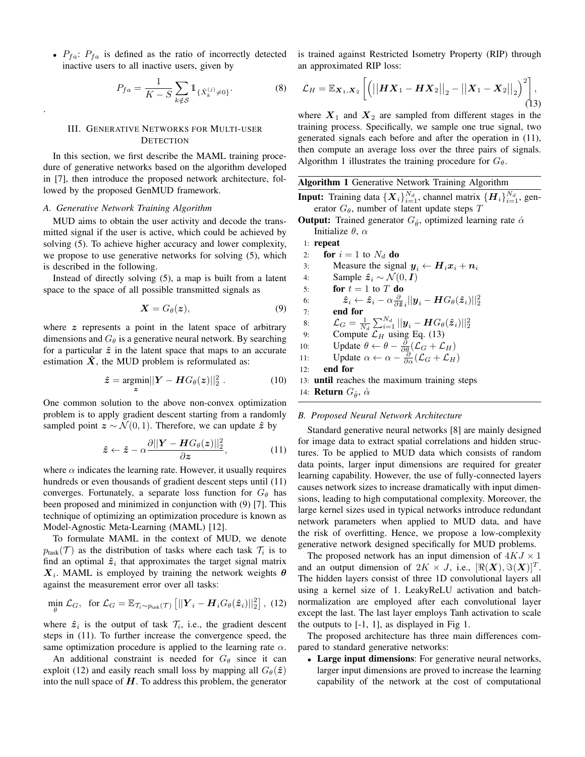- $P_{fa}$: $P_{fa}$ is defined as the ratio of incorrectly detected inactive users to all inactive users, given by

$$P_{fa} = \frac{1}{K-S} \sum_{k \notin \mathcal{S}} \mathbb{1}_{\{\hat{X}_k^{(j)} \neq 0\}}. \tag{8}$$

.

## III. Generative Networks for Multi-user Detection

In this section, we first describe the MAML training procedure of generative networks based on the algorithm developed in [7], then introduce the proposed network architecture, followed by the proposed GenMUD framework.

### A. Generative Network Training Algorithm

MUD aims to obtain the user activity and decode the transmitted signal if the user is active, which could be achieved by solving (5). To achieve higher accuracy and lower complexity, we propose to use generative networks for solving (5), which is described in the following.

Instead of directly solving (5), a map is built from a latent space to the space of all possible transmitted signals as

$$\boldsymbol{X} = G_\theta(\boldsymbol{z}), \tag{9}$$

where $\boldsymbol{z}$ represents a point in the latent space of arbitrary dimensions and $G_\theta$ is a generative neural network. By searching for a particular $\hat{\boldsymbol{z}}$ in the latent space that maps to an accurate estimation $\hat{\boldsymbol{X}}$, the MUD problem is reformulated as:

$$\hat{\boldsymbol{z}} = \underset{\boldsymbol{z}}{\operatorname{argmin}} ||\boldsymbol{Y} - \boldsymbol{H}G_\theta(\boldsymbol{z})||_2^2 \ . \tag{10}$$

One common solution to the above non-convex optimization problem is to apply gradient descent starting from a randomly sampled point $\boldsymbol{z} \sim \mathcal{N}(0, 1)$. Therefore, we can update $\hat{\boldsymbol{z}}$ by

$$\hat{\boldsymbol{z}} \leftarrow \hat{\boldsymbol{z}} - \alpha \frac{\partial ||\boldsymbol{Y} - \boldsymbol{H}G_\theta(\boldsymbol{z})||_2^2}{\partial \boldsymbol{z}}, \tag{11}$$

where $\alpha$ indicates the learning rate. However, it usually requires hundreds or even thousands of gradient descent steps until (11) converges. Fortunately, a separate loss function for $G_\theta$ has been proposed and minimized in conjunction with (9) [7]. This technique of optimizing an optimization procedure is known as Model-Agnostic Meta-Learning (MAML) [12].

To formulate MAML in the context of MUD, we denote $p_{\text{task}}(\mathcal{T})$ as the distribution of tasks where each task $\mathcal{T}_i$ is to find an optimal $\hat{\boldsymbol{z}}_i$ that approximates the target signal matrix $\boldsymbol{X}_i$. MAML is employed by training the network weights $\boldsymbol{\theta}$ against the measurement error over all tasks:

$$\min_\theta \mathcal{L}_G, \ \text{ for } \mathcal{L}_G = \mathbb{E}_{\mathcal{T}_i \sim p_{\text{task}}(\mathcal{T})} \left[ ||\boldsymbol{Y}_i - \boldsymbol{H}_i G_\theta(\hat{\boldsymbol{z}}_i)||_2^2 \right], \tag{12}$$

where $\hat{\boldsymbol{z}}_i$ is the output of task $\mathcal{T}_i$, i.e., the gradient descent steps in (11). To further increase the convergence speed, the same optimization procedure is applied to the learning rate $\alpha$.

An additional constraint is needed for $G_\theta$ since it can exploit (12) and easily reach small loss by mapping all $G_\theta(\hat{\boldsymbol{z}})$ into the null space of $\boldsymbol{H}$. To address this problem, the generator is trained against Restricted Isometry Property (RIP) through an approximated RIP loss:

$$\mathcal{L}_H = \mathbb{E}_{\boldsymbol{X}_1, \boldsymbol{X}_2} \left[ \left( \big|\big|\boldsymbol{H}\boldsymbol{X}_1 - \boldsymbol{H}\boldsymbol{X}_2\big|\big|_2 - \big|\big|\boldsymbol{X}_1 - \boldsymbol{X}_2\big|\big|_2 \right)^2 \right], \tag{13}$$

where $\boldsymbol{X}_1$ and $\boldsymbol{X}_2$ are sampled from different stages in the training process. Specifically, we sample one true signal, two generated signals each before and after the operation in (11), then compute an average loss over the three pairs of signals. Algorithm 1 illustrates the training procedure for $G_\theta$.

**Algorithm 1** Generative Network Training Algorithm

**Input:** Training data $\{\boldsymbol{X}_i\}_{i=1}^{N_d}$, channel matrix $\{\boldsymbol{H}_i\}_{i=1}^{N_d}$, generator $G_\theta$, number of latent update steps $T$

**Output:** Trained generator $G_{\hat{\theta}}$, optimized learning rate $\hat{\alpha}$

Initialize $\theta$, $\alpha$

1: **repeat**
2: &nbsp;&nbsp;**for** $i = 1$ to $N_d$ **do**
3: &nbsp;&nbsp;&nbsp;&nbsp;Measure the signal $\boldsymbol{y}_i \leftarrow \boldsymbol{H}_i \boldsymbol{x}_i + \boldsymbol{n}_i$
4: &nbsp;&nbsp;&nbsp;&nbsp;Sample $\hat{\boldsymbol{z}}_i \sim \mathcal{N}(0, \boldsymbol{I})$
5: &nbsp;&nbsp;&nbsp;&nbsp;**for** $t = 1$ to $T$ **do**
6: &nbsp;&nbsp;&nbsp;&nbsp;&nbsp;&nbsp;$\hat{\boldsymbol{z}}_i \leftarrow \hat{\boldsymbol{z}}_i - \alpha \frac{\partial}{\partial \hat{\boldsymbol{z}}_i} ||\boldsymbol{y}_i - \boldsymbol{H}G_\theta(\hat{\boldsymbol{z}}_i)||_2^2$
7: &nbsp;&nbsp;&nbsp;&nbsp;**end for**
8: &nbsp;&nbsp;&nbsp;&nbsp;$\mathcal{L}_G = \frac{1}{N_d} \sum_{i=1}^{N_d} ||\boldsymbol{y}_i - \boldsymbol{H}G_\theta(\hat{\boldsymbol{z}}_i)||_2^2$
9: &nbsp;&nbsp;&nbsp;&nbsp;Compute $\mathcal{L}_H$ using Eq. (13)
10: &nbsp;&nbsp;&nbsp;&nbsp;Update $\theta \leftarrow \theta - \frac{\partial}{\partial \theta}(\mathcal{L}_G + \mathcal{L}_H)$
11: &nbsp;&nbsp;&nbsp;&nbsp;Update $\alpha \leftarrow \alpha - \frac{\partial}{\partial \alpha}(\mathcal{L}_G + \mathcal{L}_H)$
12: &nbsp;&nbsp;**end for**
13: **until** reaches the maximum training steps
14: **Return** $G_{\hat{\theta}}$, $\hat{\alpha}$

### B. Proposed Neural Network Architecture

Standard generative neural networks [8] are mainly designed for image data to extract spatial correlations and hidden structures. To be applied to MUD data which consists of random data points, larger input dimensions are required for greater learning capability. However, the use of fully-connected layers causes network sizes to increase dramatically with input dimensions, leading to high computational complexity. Moreover, the large kernel sizes used in typical networks introduce redundant network parameters when applied to MUD data, and have the risk of overfitting. Hence, we propose a low-complexity generative network designed specifically for MUD problems.

The proposed network has an input dimension of $4KJ \times 1$ and an output dimension of $2K \times J$, i.e., $[\Re(\boldsymbol{X}), \Im(\boldsymbol{X})]^T$. The hidden layers consist of three 1D convolutional layers all using a kernel size of 1. LeakyReLU activation and batch-normalization are employed after each convolutional layer except the last. The last layer employs Tanh activation to scale the outputs to [-1, 1], as displayed in Fig 1.

The proposed architecture has three main differences compared to standard generative networks:

- **Large input dimensions**: For generative neural networks, larger input dimensions are proved to increase the learning capability of the network at the cost of computational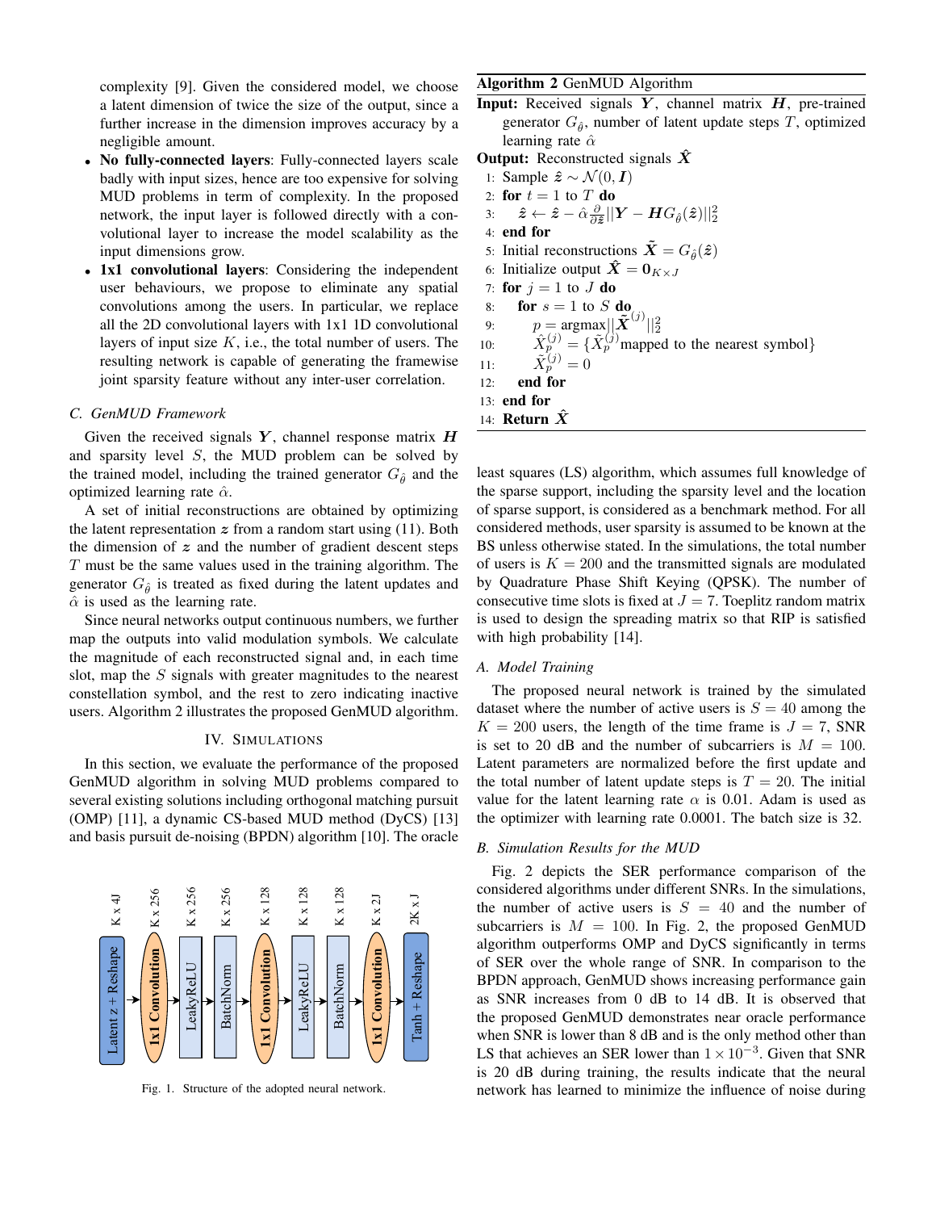complexity [9]. Given the considered model, we choose a latent dimension of twice the size of the output, since a further increase in the dimension improves accuracy by a negligible amount.

- **No fully-connected layers**: Fully-connected layers scale badly with input sizes, hence are too expensive for solving MUD problems in term of complexity. In the proposed network, the input layer is followed directly with a convolutional layer to increase the model scalability as the input dimensions grow.
- **1x1 convolutional layers**: Considering the independent user behaviours, we propose to eliminate any spatial convolutions among the users. In particular, we replace all the 2D convolutional layers with 1x1 1D convolutional layers of input size $K$, i.e., the total number of users. The resulting network is capable of generating the framewise joint sparsity feature without any inter-user correlation.

### C. GenMUD Framework

Given the received signals $\boldsymbol{Y}$, channel response matrix $\boldsymbol{H}$ and sparsity level $S$, the MUD problem can be solved by the trained model, including the trained generator $G_{\hat{\theta}}$ and the optimized learning rate $\hat{\alpha}$.

A set of initial reconstructions are obtained by optimizing the latent representation $\boldsymbol{z}$ from a random start using (11). Both the dimension of $\boldsymbol{z}$ and the number of gradient descent steps $T$ must be the same values used in the training algorithm. The generator $G_{\hat{\theta}}$ is treated as fixed during the latent updates and $\hat{\alpha}$ is used as the learning rate.

Since neural networks output continuous numbers, we further map the outputs into valid modulation symbols. We calculate the magnitude of each reconstructed signal and, in each time slot, map the $S$ signals with greater magnitudes to the nearest constellation symbol, and the rest to zero indicating inactive users. Algorithm 2 illustrates the proposed GenMUD algorithm.

**Algorithm 2** GenMUD Algorithm

**Input:** Received signals $\boldsymbol{Y}$, channel matrix $\boldsymbol{H}$, pre-trained generator $G_{\hat{\theta}}$, number of latent update steps $T$, optimized learning rate $\hat{\alpha}$

**Output:** Reconstructed signals $\hat{\boldsymbol{X}}$

```
1:  Sample ẑ ~ N(0, I)
2:  for t = 1 to T do
3:      ẑ ← ẑ − α̂ ∂/∂ẑ ||Y − H G_θ̂(ẑ)||_2^2
4:  end for
5:  Initial reconstructions X̃ = G_θ̂(ẑ)
6:  Initialize output X̂ = 0_{K×J}
7:  for j = 1 to J do
8:      for s = 1 to S do
9:          p = argmax ||X̃^(j)||_2^2
10:         X̂_p^(j) = {X̃_p^(j) mapped to the nearest symbol}
11:         X̃_p^(j) = 0
12:     end for
13: end for
14: Return X̂
```

## IV. Simulations

In this section, we evaluate the performance of the proposed GenMUD algorithm in solving MUD problems compared to several existing solutions including orthogonal matching pursuit (OMP) [11], a dynamic CS-based MUD method (DyCS) [13] and basis pursuit de-noising (BPDN) algorithm [10]. The oracle least squares (LS) algorithm, which assumes full knowledge of the sparse support, including the sparsity level and the location of sparse support, is considered as a benchmark method. For all considered methods, user sparsity is assumed to be known at the BS unless otherwise stated. In the simulations, the total number of users is $K = 200$ and the transmitted signals are modulated by Quadrature Phase Shift Keying (QPSK). The number of consecutive time slots is fixed at $J = 7$. Toeplitz random matrix is used to design the spreading matrix so that RIP is satisfied with high probability [14].

Latent z + Reshape ($K \times 4J$) → 1x1 Convolution ($K \times 256$) → LeakyReLU ($K \times 256$) → BatchNorm ($K \times 256$) → 1x1 Convolution ($K \times 128$) → LeakyReLU ($K \times 128$) → BatchNorm ($K \times 128$) → 1x1 Convolution ($K \times 2J$) → Tanh + Reshape ($2K \times J$)

Fig. 1. Structure of the adopted neural network.

### A. Model Training

The proposed neural network is trained by the simulated dataset where the number of active users is $S = 40$ among the $K = 200$ users, the length of the time frame is $J = 7$, SNR is set to 20 dB and the number of subcarriers is $M = 100$. Latent parameters are normalized before the first update and the total number of latent update steps is $T = 20$. The initial value for the latent learning rate $\alpha$ is 0.01. Adam is used as the optimizer with learning rate 0.0001. The batch size is 32.

### B. Simulation Results for the MUD

Fig. 2 depicts the SER performance comparison of the considered algorithms under different SNRs. In the simulations, the number of active users is $S = 40$ and the number of subcarriers is $M = 100$. In Fig. 2, the proposed GenMUD algorithm outperforms OMP and DyCS significantly in terms of SER over the whole range of SNR. In comparison to the BPDN approach, GenMUD shows increasing performance gain as SNR increases from 0 dB to 14 dB. It is observed that the proposed GenMUD demonstrates near oracle performance when SNR is lower than 8 dB and is the only method other than LS that achieves an SER lower than $1 \times 10^{-3}$. Given that SNR is 20 dB during training, the results indicate that the neural network has learned to minimize the influence of noise during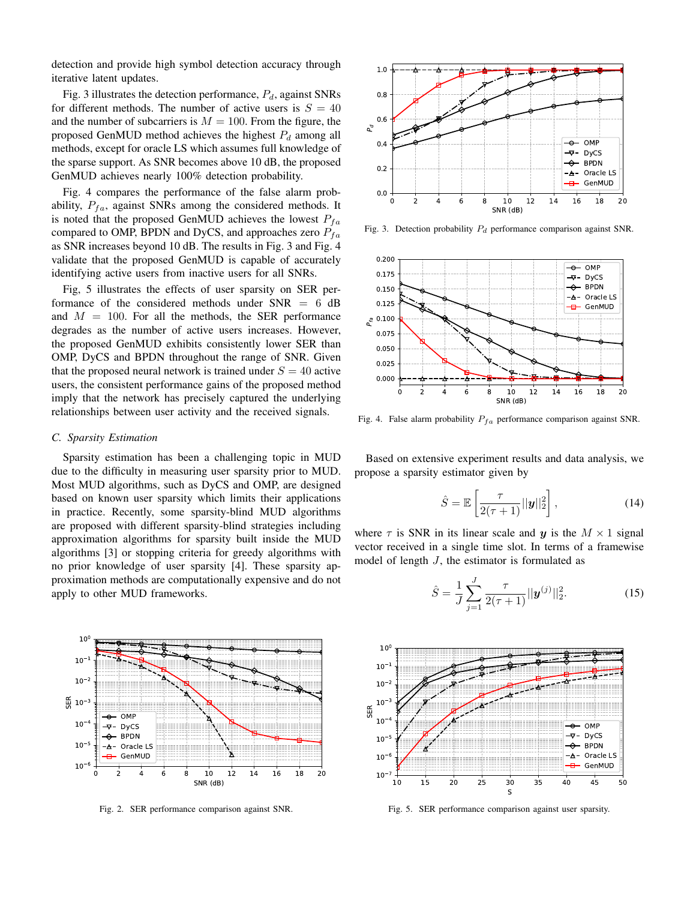detection and provide high symbol detection accuracy through iterative latent updates.

Fig. 3 illustrates the detection performance, $P_d$, against SNRs for different methods. The number of active users is $S = 40$ and the number of subcarriers is $M = 100$. From the figure, the proposed GenMUD method achieves the highest $P_d$ among all methods, except for oracle LS which assumes full knowledge of the sparse support. As SNR becomes above 10 dB, the proposed GenMUD achieves nearly 100% detection probability.

Fig. 4 compares the performance of the false alarm probability, $P_{fa}$, against SNRs among the considered methods. It is noted that the proposed GenMUD achieves the lowest $P_{fa}$ compared to OMP, BPDN and DyCS, and approaches zero $P_{fa}$ as SNR increases beyond 10 dB. The results in Fig. 3 and Fig. 4 validate that the proposed GenMUD is capable of accurately identifying active users from inactive users for all SNRs.

Fig, 5 illustrates the effects of user sparsity on SER performance of the considered methods under SNR $=$ 6 dB and $M = 100$. For all the methods, the SER performance degrades as the number of active users increases. However, the proposed GenMUD exhibits consistently lower SER than OMP, DyCS and BPDN throughout the range of SNR. Given that the proposed neural network is trained under $S = 40$ active users, the consistent performance gains of the proposed method imply that the network has precisely captured the underlying relationships between user activity and the received signals.

### C. Sparsity Estimation

Sparsity estimation has been a challenging topic in MUD due to the difficulty in measuring user sparsity prior to MUD. Most MUD algorithms, such as DyCS and OMP, are designed based on known user sparsity which limits their applications in practice. Recently, some sparsity-blind MUD algorithms are proposed with different sparsity-blind strategies including approximation algorithms for sparsity built inside the MUD algorithms [3] or stopping criteria for greedy algorithms with no prior knowledge of user sparsity [4]. These sparsity approximation methods are computationally expensive and do not apply to other MUD frameworks.

Fig. 3. Detection probability $P_d$ performance comparison against SNR.

Fig. 4. False alarm probability $P_{fa}$ performance comparison against SNR.

Based on extensive experiment results and data analysis, we propose a sparsity estimator given by

$$\hat{S} = \mathbb{E}\left[\frac{\tau}{2(\tau+1)}||\boldsymbol{y}||_2^2\right], \tag{14}$$

where $\tau$ is SNR in its linear scale and $\boldsymbol{y}$ is the $M \times 1$ signal vector received in a single time slot. In terms of a framewise model of length $J$, the estimator is formulated as

$$\hat{S} = \frac{1}{J}\sum_{j=1}^{J}\frac{\tau}{2(\tau+1)}||\boldsymbol{y}^{(j)}||_2^2. \tag{15}$$

Fig. 2. SER performance comparison against SNR.

Fig. 5. SER performance comparison against user sparsity.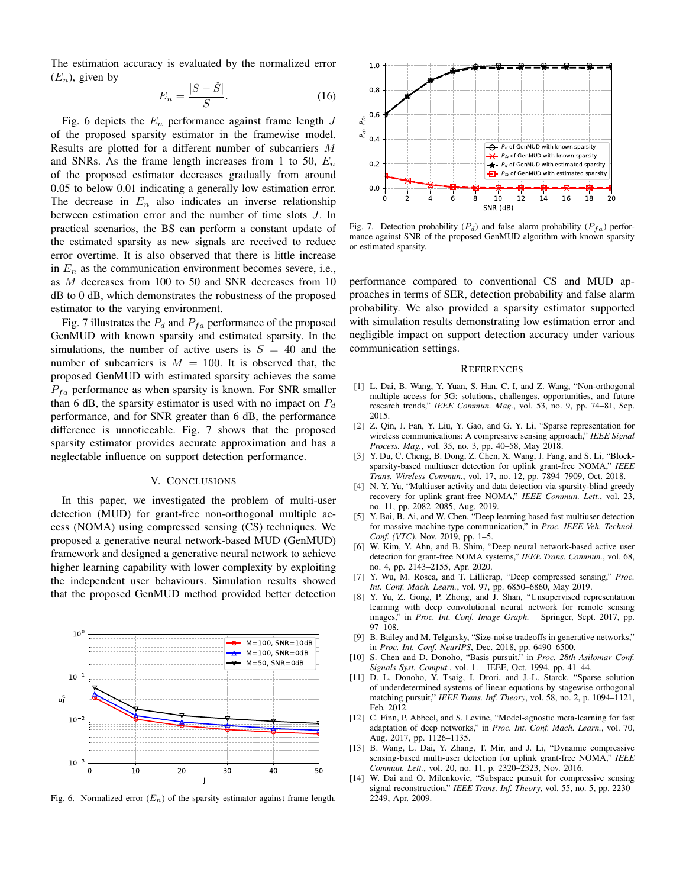The estimation accuracy is evaluated by the normalized error ($E_n$), given by

$$E_n = \frac{|S - \hat{S}|}{S}. \tag{16}$$

Fig. 6 depicts the $E_n$ performance against frame length $J$ of the proposed sparsity estimator in the framewise model. Results are plotted for a different number of subcarriers $M$ and SNRs. As the frame length increases from 1 to 50, $E_n$ of the proposed estimator decreases gradually from around 0.05 to below 0.01 indicating a generally low estimation error. The decrease in $E_n$ also indicates an inverse relationship between estimation error and the number of time slots $J$. In practical scenarios, the BS can perform a constant update of the estimated sparsity as new signals are received to reduce error overtime. It is also observed that there is little increase in $E_n$ as the communication environment becomes severe, i.e., as $M$ decreases from 100 to 50 and SNR decreases from 10 dB to 0 dB, which demonstrates the robustness of the proposed estimator to the varying environment.

Fig. 7 illustrates the $P_d$ and $P_{fa}$ performance of the proposed GenMUD with known sparsity and estimated sparsity. In the simulations, the number of active users is $S = 40$ and the number of subcarriers is $M = 100$. It is observed that, the proposed GenMUD with estimated sparsity achieves the same $P_{fa}$ performance as when sparsity is known. For SNR smaller than 6 dB, the sparsity estimator is used with no impact on $P_d$ performance, and for SNR greater than 6 dB, the performance difference is unnoticeable. Fig. 7 shows that the proposed sparsity estimator provides accurate approximation and has a neglectable influence on support detection performance.

## V. Conclusions

In this paper, we investigated the problem of multi-user detection (MUD) for grant-free non-orthogonal multiple access (NOMA) using compressed sensing (CS) techniques. We proposed a generative neural network-based MUD (GenMUD) framework and designed a generative neural network to achieve higher learning capability with lower complexity by exploiting the independent user behaviours. Simulation results showed that the proposed GenMUD method provided better detection performance compared to conventional CS and MUD approaches in terms of SER, detection probability and false alarm probability. We also provided a sparsity estimator supported with simulation results demonstrating low estimation error and negligible impact on support detection accuracy under various communication settings.

$E_n$

$10^0$
$10^{-1}$
$10^{-2}$
$10^{-3}$

0 10 20 30 40 50

J

M=100, SNR=10dB
M=100, SNR=0dB
M=50, SNR=0dB

Fig. 6. Normalized error ($E_n$) of the sparsity estimator against frame length.

$P_d$, $P_{fa}$

1.0
0.8
0.6
0.4
0.2
0.0

0 2 4 6 8 10 12 14 16 18 20

SNR (dB)

$P_d$ of GenMUD with known sparsity
$P_{fa}$ of GenMUD with known sparsity
$P_d$ of GenMUD with estimated sparsity
$P_{fa}$ of GenMUD with estimated sparsity

Fig. 7. Detection probability ($P_d$) and false alarm probability ($P_{fa}$) performance against SNR of the proposed GenMUD algorithm with known sparsity or estimated sparsity.

## References

[1] L. Dai, B. Wang, Y. Yuan, S. Han, C. I, and Z. Wang, "Non-orthogonal multiple access for 5G: solutions, challenges, opportunities, and future research trends," *IEEE Commun. Mag.*, vol. 53, no. 9, pp. 74–81, Sep. 2015.

[2] Z. Qin, J. Fan, Y. Liu, Y. Gao, and G. Y. Li, "Sparse representation for wireless communications: A compressive sensing approach," *IEEE Signal Process. Mag.*, vol. 35, no. 3, pp. 40–58, May 2018.

[3] Y. Du, C. Cheng, B. Dong, Z. Chen, X. Wang, J. Fang, and S. Li, "Block-sparsity-based multiuser detection for uplink grant-free NOMA," *IEEE Trans. Wireless Commun.*, vol. 17, no. 12, pp. 7894–7909, Oct. 2018.

[4] N. Y. Yu, "Multiuser activity and data detection via sparsity-blind greedy recovery for uplink grant-free NOMA," *IEEE Commun. Lett.*, vol. 23, no. 11, pp. 2082–2085, Aug. 2019.

[5] Y. Bai, B. Ai, and W. Chen, "Deep learning based fast multiuser detection for massive machine-type communication," in *Proc. IEEE Veh. Technol. Conf. (VTC)*, Nov. 2019, pp. 1–5.

[6] W. Kim, Y. Ahn, and B. Shim, "Deep neural network-based active user detection for grant-free NOMA systems," *IEEE Trans. Commun.*, vol. 68, no. 4, pp. 2143–2155, Apr. 2020.

[7] Y. Wu, M. Rosca, and T. Lillicrap, "Deep compressed sensing," *Proc. Int. Conf. Mach. Learn.*, vol. 97, pp. 6850–6860, May 2019.

[8] Y. Yu, Z. Gong, P. Zhong, and J. Shan, "Unsupervised representation learning with deep convolutional neural network for remote sensing images," in *Proc. Int. Conf. Image Graph.* Springer, Sept. 2017, pp. 97–108.

[9] B. Bailey and M. Telgarsky, "Size-noise tradeoffs in generative networks," in *Proc. Int. Conf. NeurIPS*, Dec. 2018, pp. 6490–6500.

[10] S. Chen and D. Donoho, "Basis pursuit," in *Proc. 28th Asilomar Conf. Signals Syst. Comput.*, vol. 1. IEEE, Oct. 1994, pp. 41–44.

[11] D. L. Donoho, Y. Tsaig, I. Drori, and J.-L. Starck, "Sparse solution of underdetermined systems of linear equations by stagewise orthogonal matching pursuit," *IEEE Trans. Inf. Theory*, vol. 58, no. 2, p. 1094–1121, Feb. 2012.

[12] C. Finn, P. Abbeel, and S. Levine, "Model-agnostic meta-learning for fast adaptation of deep networks," in *Proc. Int. Conf. Mach. Learn.*, vol. 70, Aug. 2017, pp. 1126–1135.

[13] B. Wang, L. Dai, Y. Zhang, T. Mir, and J. Li, "Dynamic compressive sensing-based multi-user detection for uplink grant-free NOMA," *IEEE Commun. Lett.*, vol. 20, no. 11, p. 2320–2323, Nov. 2016.

[14] W. Dai and O. Milenkovic, "Subspace pursuit for compressive sensing signal reconstruction," *IEEE Trans. Inf. Theory*, vol. 55, no. 5, pp. 2230–2249, Apr. 2009.